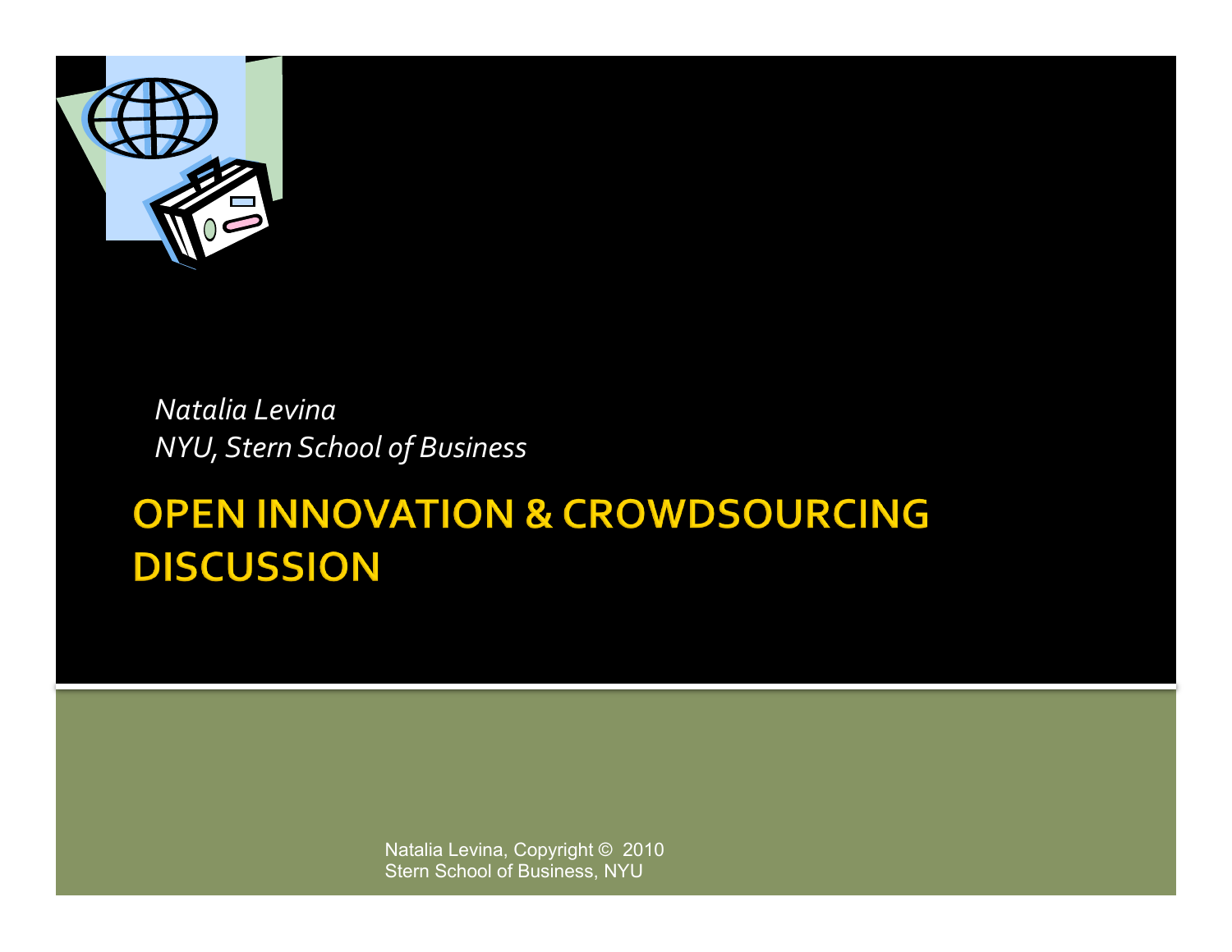*Natalia Levina*
*NYU, Stern School of Business*

# OPEN INNOVATION & CROWDSOURCING DISCUSSION

Natalia Levina, Copyright © 2010
Stern School of Business, NYU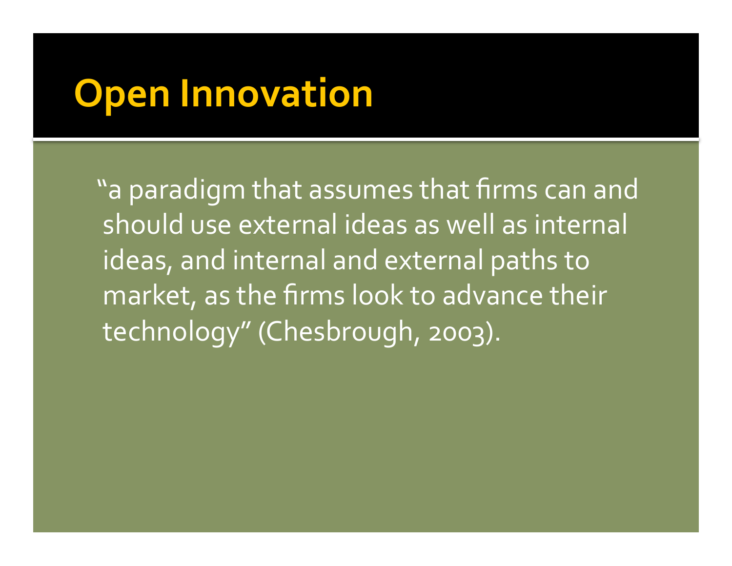# Open Innovation

"a paradigm that assumes that firms can and should use external ideas as well as internal ideas, and internal and external paths to market, as the firms look to advance their technology" (Chesbrough, 2003).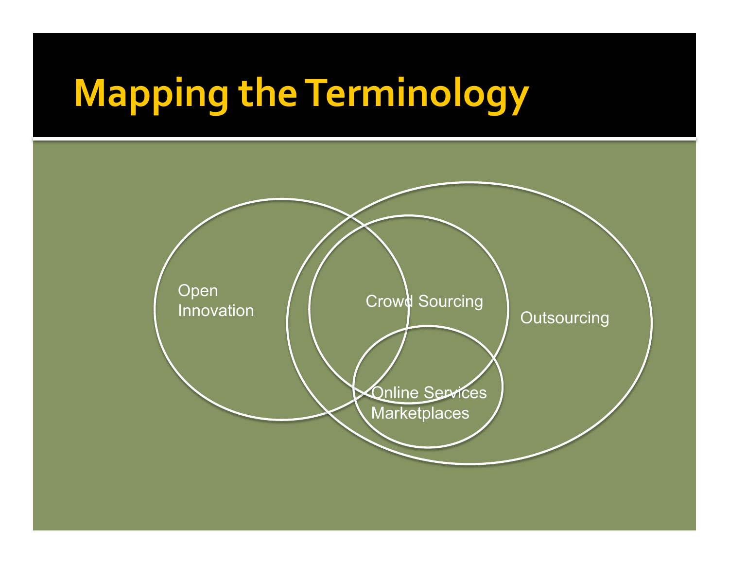# Mapping the Terminology

Open Innovation

Crowd Sourcing

Outsourcing

Online Services Marketplaces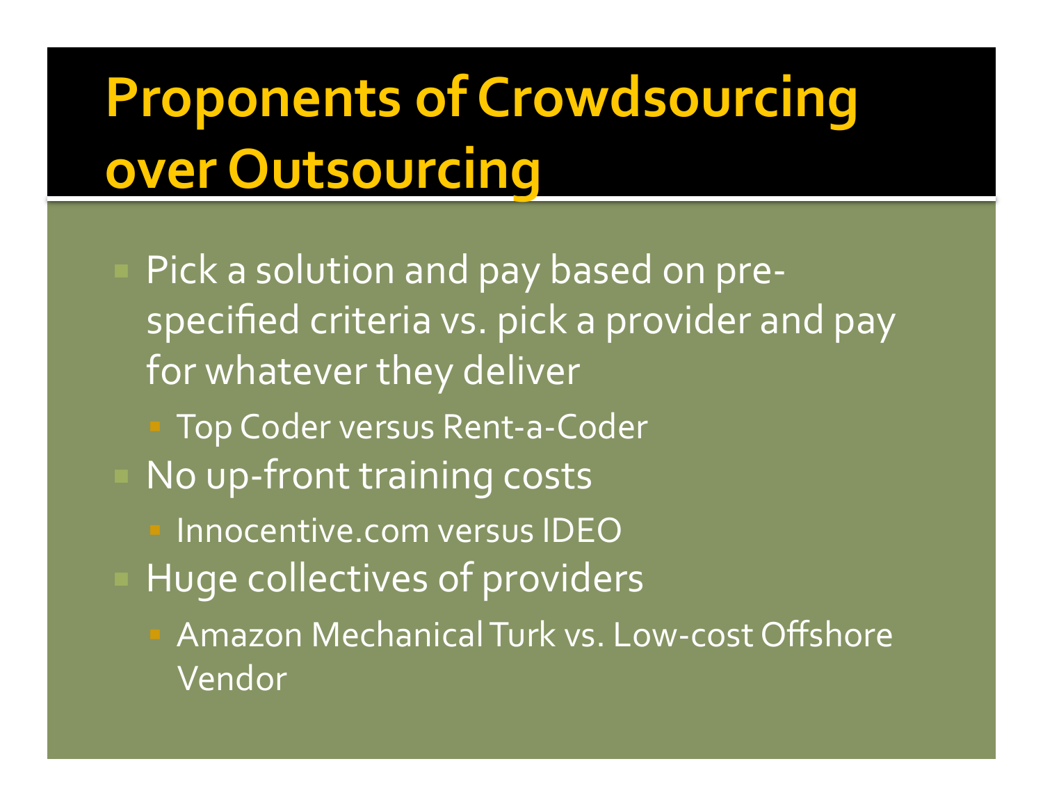# Proponents of Crowdsourcing over Outsourcing

- Pick a solution and pay based on pre-specified criteria vs. pick a provider and pay for whatever they deliver
  - Top Coder versus Rent-a-Coder
- No up-front training costs
  - Innocentive.com versus IDEO
- Huge collectives of providers
  - Amazon Mechanical Turk vs. Low-cost Offshore Vendor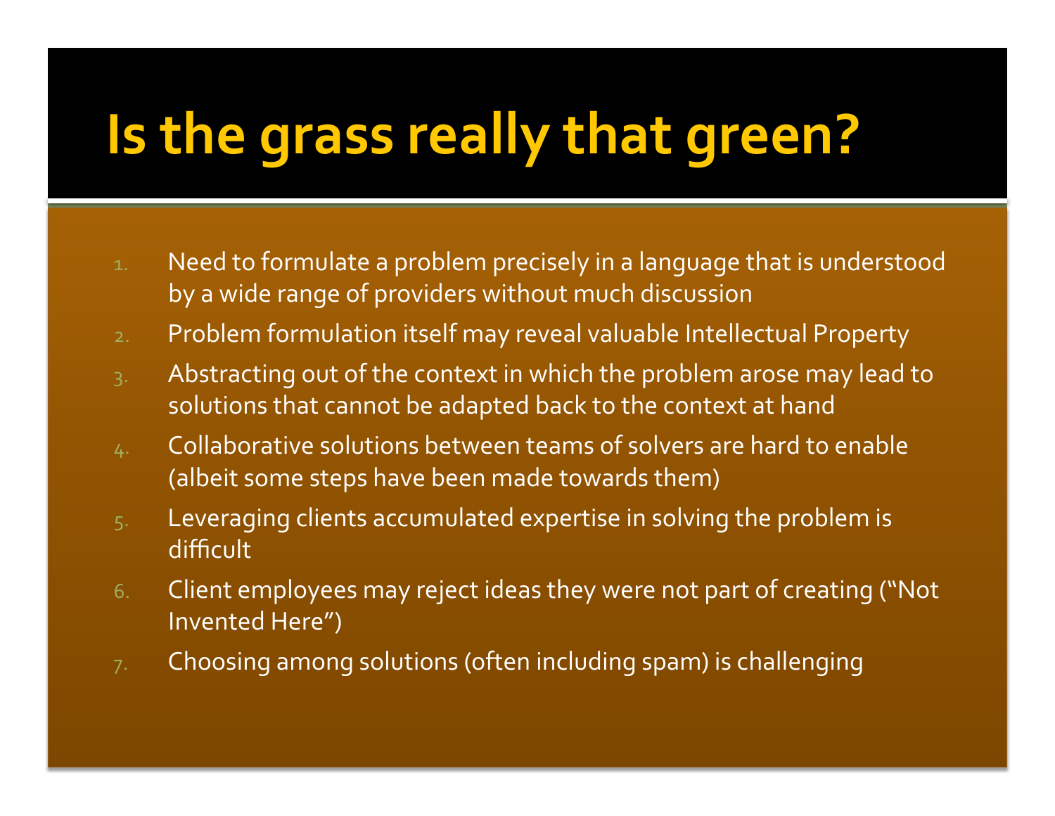# Is the grass really that green?

1. Need to formulate a problem precisely in a language that is understood by a wide range of providers without much discussion
2. Problem formulation itself may reveal valuable Intellectual Property
3. Abstracting out of the context in which the problem arose may lead to solutions that cannot be adapted back to the context at hand
4. Collaborative solutions between teams of solvers are hard to enable (albeit some steps have been made towards them)
5. Leveraging clients accumulated expertise in solving the problem is difficult
6. Client employees may reject ideas they were not part of creating ("Not Invented Here")
7. Choosing among solutions (often including spam) is challenging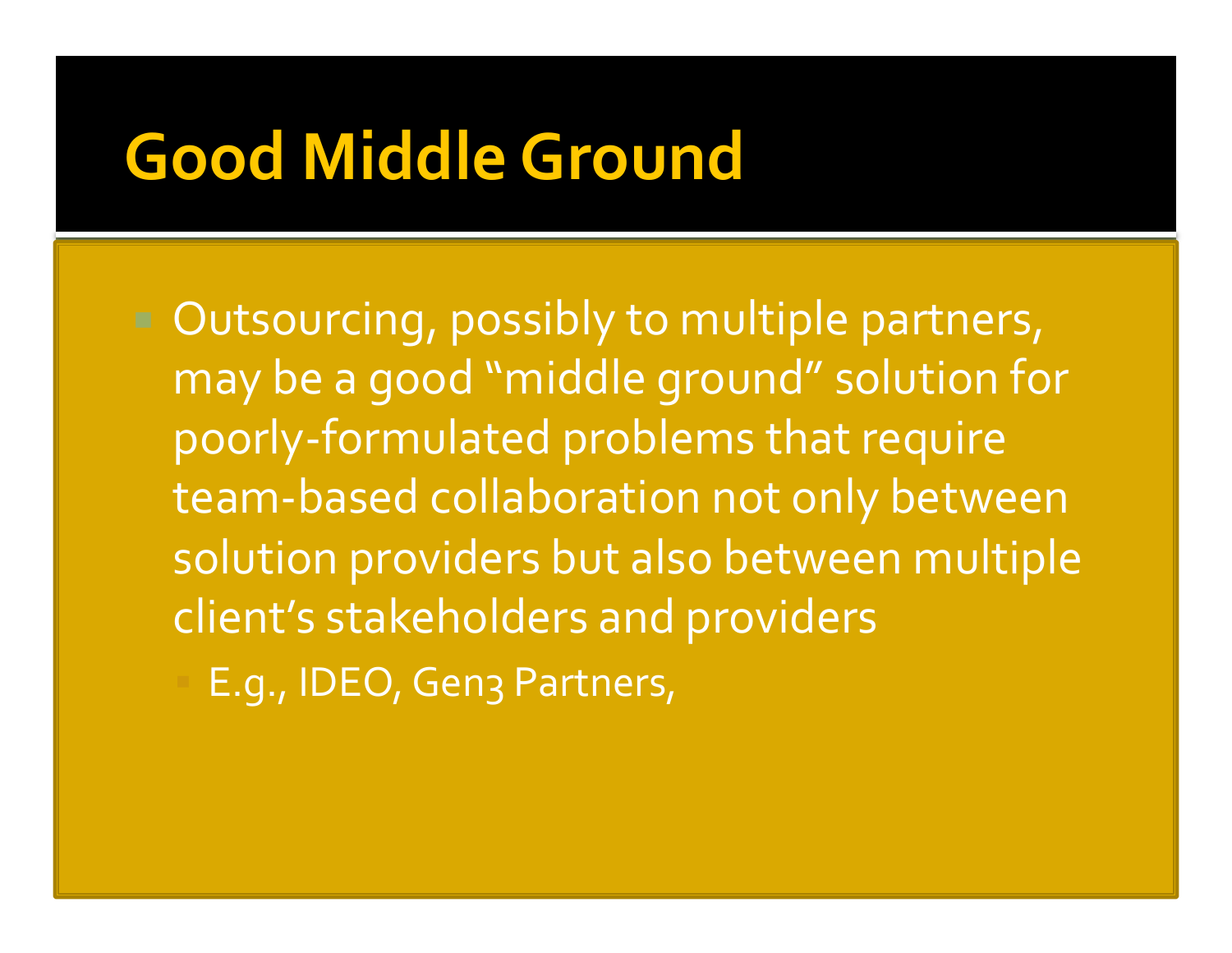# Good Middle Ground

- Outsourcing, possibly to multiple partners, may be a good "middle ground" solution for poorly-formulated problems that require team-based collaboration not only between solution providers but also between multiple client's stakeholders and providers
  - E.g., IDEO, Gen3 Partners,